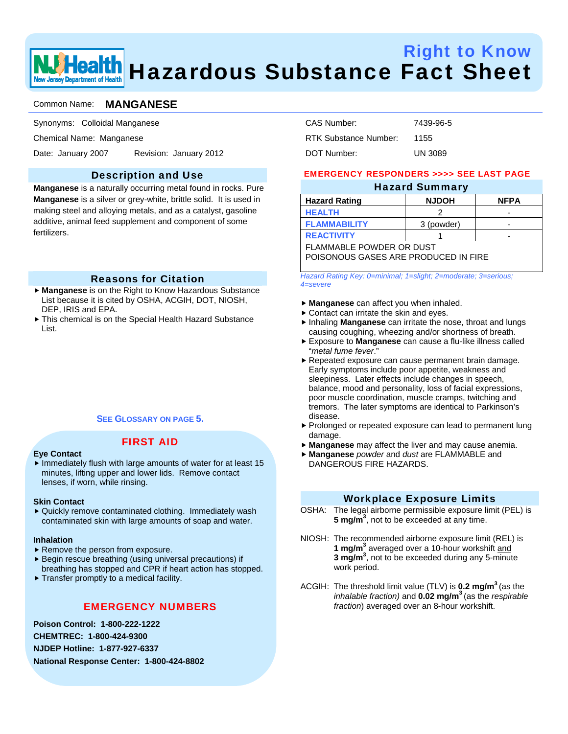# Right to Know Hazardous Substance Fact Sheet

Common Name: **MANGANESE**

Synonyms: Colloidal Manganese

Chemical Name: Manganese

Date: January 2007 Revision: January 2012

CAS Number: 7439-96-5

RTK Substance Number: 1155

DOT Number: UN 3089

## Description and Use

**Manganese** is a naturally occurring metal found in rocks. Pure **Manganese** is a silver or grey-white, brittle solid. It is used in making steel and alloying metals, and as a catalyst, gasoline additive, animal feed supplement and component of some fertilizers.

## Reasons for Citation

- **Manganese** is on the Right to Know Hazardous Substance List because it is cited by OSHA, ACGIH, DOT, NIOSH, DEP, IRIS and EPA.
- This chemical is on the Special Health Hazard Substance List.

**SEE GLOSSARY ON PAGE 5.**

## FIRST AID

**Eye Contact**

- Immediately flush with large amounts of water for at least 15 minutes, lifting upper and lower lids. Remove contact lenses, if worn, while rinsing.

**Skin Contact**

- Quickly remove contaminated clothing. Immediately wash contaminated skin with large amounts of soap and water.

**Inhalation**

- Remove the person from exposure.
- Begin rescue breathing (using universal precautions) if breathing has stopped and CPR if heart action has stopped.
- Transfer promptly to a medical facility.

## EMERGENCY NUMBERS

**Poison Control: 1-800-222-1222**

**CHEMTREC: 1-800-424-9300**

**NJDEP Hotline: 1-877-927-6337**

**National Response Center: 1-800-424-8802**

**EMERGENCY RESPONDERS >>>> SEE LAST PAGE**

## Hazard Summary

| Hazard Rating | NJDOH | NFPA |
|---|---|---|
| HEALTH | 2 | - |
| FLAMMABILITY | 3 (powder) | - |
| REACTIVITY | 1 | - |
| FLAMMABLE POWDER OR DUST<br>POISONOUS GASES ARE PRODUCED IN FIRE | | |

*Hazard Rating Key: 0=minimal; 1=slight; 2=moderate; 3=serious; 4=severe*

- **Manganese** can affect you when inhaled.
- Contact can irritate the skin and eyes.
- Inhaling **Manganese** can irritate the nose, throat and lungs causing coughing, wheezing and/or shortness of breath.
- Exposure to **Manganese** can cause a flu-like illness called "*metal fume fever*."
- Repeated exposure can cause permanent brain damage. Early symptoms include poor appetite, weakness and sleepiness. Later effects include changes in speech, balance, mood and personality, loss of facial expressions, poor muscle coordination, muscle cramps, twitching and tremors. The later symptoms are identical to Parkinson's disease.
- Prolonged or repeated exposure can lead to permanent lung damage.
- **Manganese** may affect the liver and may cause anemia.
- **Manganese** *powder* and *dust* are FLAMMABLE and DANGEROUS FIRE HAZARDS.

## Workplace Exposure Limits

OSHA: The legal airborne permissible exposure limit (PEL) is **5 mg/m$^3$**, not to be exceeded at any time.

NIOSH: The recommended airborne exposure limit (REL) is **1 mg/m$^3$** averaged over a 10-hour workshift and **3 mg/m$^3$**, not to be exceeded during any 5-minute work period.

ACGIH: The threshold limit value (TLV) is **0.2 mg/m$^3$** (as the *inhalable fraction)* and **0.02 mg/m$^3$** (as the *respirable fraction*) averaged over an 8-hour workshift.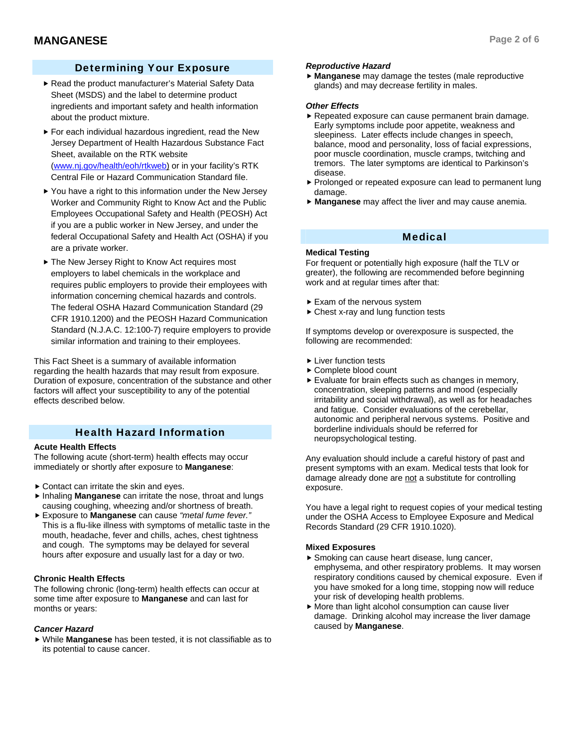## Determining Your Exposure

- Read the product manufacturer's Material Safety Data Sheet (MSDS) and the label to determine product ingredients and important safety and health information about the product mixture.
- For each individual hazardous ingredient, read the New Jersey Department of Health Hazardous Substance Fact Sheet, available on the RTK website (www.nj.gov/health/eoh/rtkweb) or in your facility's RTK Central File or Hazard Communication Standard file.
- You have a right to this information under the New Jersey Worker and Community Right to Know Act and the Public Employees Occupational Safety and Health (PEOSH) Act if you are a public worker in New Jersey, and under the federal Occupational Safety and Health Act (OSHA) if you are a private worker.
- The New Jersey Right to Know Act requires most employers to label chemicals in the workplace and requires public employers to provide their employees with information concerning chemical hazards and controls. The federal OSHA Hazard Communication Standard (29 CFR 1910.1200) and the PEOSH Hazard Communication Standard (N.J.A.C. 12:100-7) require employers to provide similar information and training to their employees.

This Fact Sheet is a summary of available information regarding the health hazards that may result from exposure. Duration of exposure, concentration of the substance and other factors will affect your susceptibility to any of the potential effects described below.

## Health Hazard Information

**Acute Health Effects**

The following acute (short-term) health effects may occur immediately or shortly after exposure to **Manganese**:

- Contact can irritate the skin and eyes.
- Inhaling **Manganese** can irritate the nose, throat and lungs causing coughing, wheezing and/or shortness of breath.
- Exposure to **Manganese** can cause *"metal fume fever."* This is a flu-like illness with symptoms of metallic taste in the mouth, headache, fever and chills, aches, chest tightness and cough. The symptoms may be delayed for several hours after exposure and usually last for a day or two.

**Chronic Health Effects**

The following chronic (long-term) health effects can occur at some time after exposure to **Manganese** and can last for months or years:

***Cancer Hazard***

- While **Manganese** has been tested, it is not classifiable as to its potential to cause cancer.

***Reproductive Hazard***

- **Manganese** may damage the testes (male reproductive glands) and may decrease fertility in males.

***Other Effects***

- Repeated exposure can cause permanent brain damage. Early symptoms include poor appetite, weakness and sleepiness. Later effects include changes in speech, balance, mood and personality, loss of facial expressions, poor muscle coordination, muscle cramps, twitching and tremors. The later symptoms are identical to Parkinson's disease.
- Prolonged or repeated exposure can lead to permanent lung damage.
- **Manganese** may affect the liver and may cause anemia.

## Medical

**Medical Testing**

For frequent or potentially high exposure (half the TLV or greater), the following are recommended before beginning work and at regular times after that:

- Exam of the nervous system
- Chest x-ray and lung function tests

If symptoms develop or overexposure is suspected, the following are recommended:

- Liver function tests
- Complete blood count
- Evaluate for brain effects such as changes in memory, concentration, sleeping patterns and mood (especially irritability and social withdrawal), as well as for headaches and fatigue. Consider evaluations of the cerebellar, autonomic and peripheral nervous systems. Positive and borderline individuals should be referred for neuropsychological testing.

Any evaluation should include a careful history of past and present symptoms with an exam. Medical tests that look for damage already done are not a substitute for controlling exposure.

You have a legal right to request copies of your medical testing under the OSHA Access to Employee Exposure and Medical Records Standard (29 CFR 1910.1020).

**Mixed Exposures**

- Smoking can cause heart disease, lung cancer, emphysema, and other respiratory problems. It may worsen respiratory conditions caused by chemical exposure. Even if you have smoked for a long time, stopping now will reduce your risk of developing health problems.
- More than light alcohol consumption can cause liver damage. Drinking alcohol may increase the liver damage caused by **Manganese**.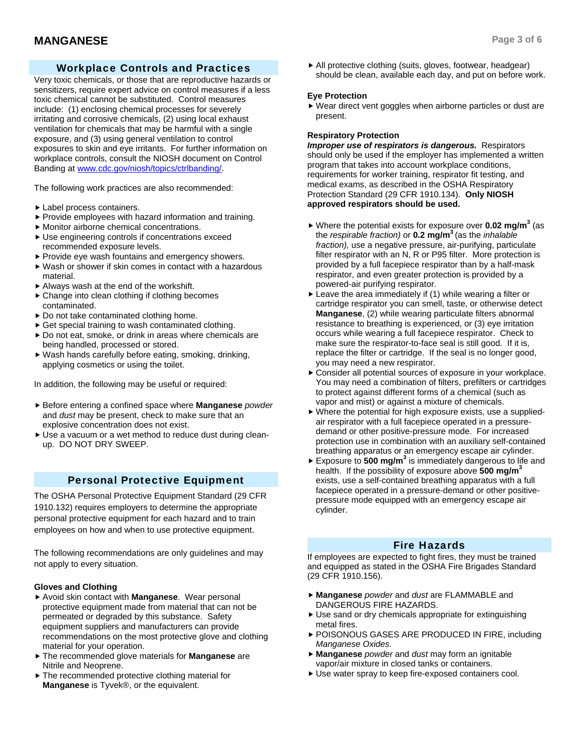## Workplace Controls and Practices

Very toxic chemicals, or those that are reproductive hazards or sensitizers, require expert advice on control measures if a less toxic chemical cannot be substituted. Control measures include: (1) enclosing chemical processes for severely irritating and corrosive chemicals, (2) using local exhaust ventilation for chemicals that may be harmful with a single exposure, and (3) using general ventilation to control exposures to skin and eye irritants. For further information on workplace controls, consult the NIOSH document on Control Banding at www.cdc.gov/niosh/topics/ctrlbanding/.

The following work practices are also recommended:

- Label process containers.
- Provide employees with hazard information and training.
- Monitor airborne chemical concentrations.
- Use engineering controls if concentrations exceed recommended exposure levels.
- Provide eye wash fountains and emergency showers.
- Wash or shower if skin comes in contact with a hazardous material.
- Always wash at the end of the workshift.
- Change into clean clothing if clothing becomes contaminated.
- Do not take contaminated clothing home.
- Get special training to wash contaminated clothing.
- Do not eat, smoke, or drink in areas where chemicals are being handled, processed or stored.
- Wash hands carefully before eating, smoking, drinking, applying cosmetics or using the toilet.

In addition, the following may be useful or required:

- Before entering a confined space where **Manganese** *powder* and *dust* may be present, check to make sure that an explosive concentration does not exist.
- Use a vacuum or a wet method to reduce dust during clean-up. DO NOT DRY SWEEP.

## Personal Protective Equipment

The OSHA Personal Protective Equipment Standard (29 CFR 1910.132) requires employers to determine the appropriate personal protective equipment for each hazard and to train employees on how and when to use protective equipment.

The following recommendations are only guidelines and may not apply to every situation.

### Gloves and Clothing

- Avoid skin contact with **Manganese**. Wear personal protective equipment made from material that can not be permeated or degraded by this substance. Safety equipment suppliers and manufacturers can provide recommendations on the most protective glove and clothing material for your operation.
- The recommended glove materials for **Manganese** are Nitrile and Neoprene.
- The recommended protective clothing material for **Manganese** is Tyvek®, or the equivalent.
- All protective clothing (suits, gloves, footwear, headgear) should be clean, available each day, and put on before work.

### Eye Protection

- Wear direct vent goggles when airborne particles or dust are present.

### Respiratory Protection

***Improper use of respirators is dangerous.*** Respirators should only be used if the employer has implemented a written program that takes into account workplace conditions, requirements for worker training, respirator fit testing, and medical exams, as described in the OSHA Respiratory Protection Standard (29 CFR 1910.134). **Only NIOSH approved respirators should be used.**

- Where the potential exists for exposure over **0.02 mg/m$^3$** (as the *respirable fraction)* or **0.2 mg/m$^3$** (as the *inhalable fraction),* use a negative pressure, air-purifying, particulate filter respirator with an N, R or P95 filter. More protection is provided by a full facepiece respirator than by a half-mask respirator, and even greater protection is provided by a powered-air purifying respirator.
- Leave the area immediately if (1) while wearing a filter or cartridge respirator you can smell, taste, or otherwise detect **Manganese**, (2) while wearing particulate filters abnormal resistance to breathing is experienced, or (3) eye irritation occurs while wearing a full facepiece respirator. Check to make sure the respirator-to-face seal is still good. If it is, replace the filter or cartridge. If the seal is no longer good, you may need a new respirator.
- Consider all potential sources of exposure in your workplace. You may need a combination of filters, prefilters or cartridges to protect against different forms of a chemical (such as vapor and mist) or against a mixture of chemicals.
- Where the potential for high exposure exists, use a supplied-air respirator with a full facepiece operated in a pressure-demand or other positive-pressure mode. For increased protection use in combination with an auxiliary self-contained breathing apparatus or an emergency escape air cylinder.
- Exposure to **500 mg/m$^3$** is immediately dangerous to life and health. If the possibility of exposure above **500 mg/m$^3$** exists, use a self-contained breathing apparatus with a full facepiece operated in a pressure-demand or other positive-pressure mode equipped with an emergency escape air cylinder.

## Fire Hazards

If employees are expected to fight fires, they must be trained and equipped as stated in the OSHA Fire Brigades Standard (29 CFR 1910.156).

- **Manganese** *powder* and *dust* are FLAMMABLE and DANGEROUS FIRE HAZARDS.
- Use sand or dry chemicals appropriate for extinguishing metal fires.
- POISONOUS GASES ARE PRODUCED IN FIRE, including *Manganese Oxides*.
- **Manganese** *powder* and *dust* may form an ignitable vapor/air mixture in closed tanks or containers.
- Use water spray to keep fire-exposed containers cool.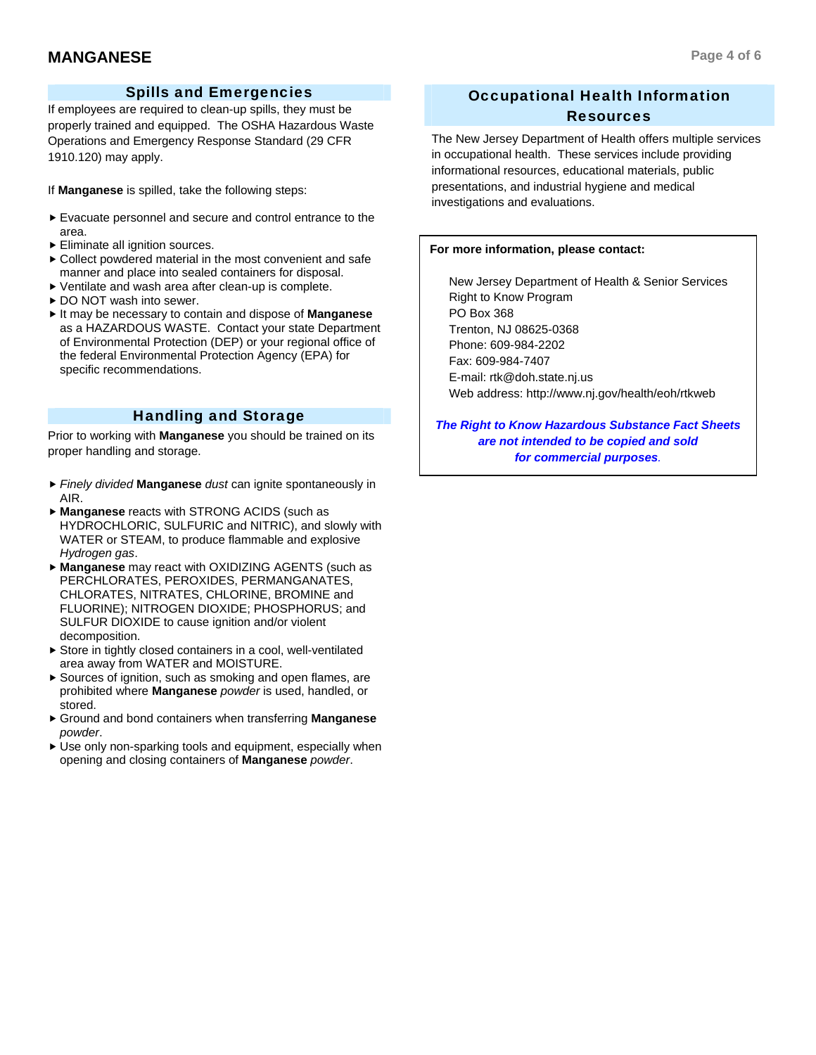## Spills and Emergencies

If employees are required to clean-up spills, they must be properly trained and equipped. The OSHA Hazardous Waste Operations and Emergency Response Standard (29 CFR 1910.120) may apply.

If **Manganese** is spilled, take the following steps:

- Evacuate personnel and secure and control entrance to the area.
- Eliminate all ignition sources.
- Collect powdered material in the most convenient and safe manner and place into sealed containers for disposal.
- Ventilate and wash area after clean-up is complete.
- DO NOT wash into sewer.
- It may be necessary to contain and dispose of **Manganese** as a HAZARDOUS WASTE. Contact your state Department of Environmental Protection (DEP) or your regional office of the federal Environmental Protection Agency (EPA) for specific recommendations.

## Handling and Storage

Prior to working with **Manganese** you should be trained on its proper handling and storage.

- *Finely divided* **Manganese** *dust* can ignite spontaneously in AIR.
- **Manganese** reacts with STRONG ACIDS (such as HYDROCHLORIC, SULFURIC and NITRIC), and slowly with WATER or STEAM, to produce flammable and explosive *Hydrogen gas*.
- **Manganese** may react with OXIDIZING AGENTS (such as PERCHLORATES, PEROXIDES, PERMANGANATES, CHLORATES, NITRATES, CHLORINE, BROMINE and FLUORINE); NITROGEN DIOXIDE; PHOSPHORUS; and SULFUR DIOXIDE to cause ignition and/or violent decomposition.
- Store in tightly closed containers in a cool, well-ventilated area away from WATER and MOISTURE.
- Sources of ignition, such as smoking and open flames, are prohibited where **Manganese** *powder* is used, handled, or stored.
- Ground and bond containers when transferring **Manganese** *powder*.
- Use only non-sparking tools and equipment, especially when opening and closing containers of **Manganese** *powder*.

## Occupational Health Information Resources

The New Jersey Department of Health offers multiple services in occupational health. These services include providing informational resources, educational materials, public presentations, and industrial hygiene and medical investigations and evaluations.

**For more information, please contact:**

New Jersey Department of Health & Senior Services
Right to Know Program
PO Box 368
Trenton, NJ 08625-0368
Phone: 609-984-2202
Fax: 609-984-7407
E-mail: rtk@doh.state.nj.us
Web address: http://www.nj.gov/health/eoh/rtkweb

***The Right to Know Hazardous Substance Fact Sheets are not intended to be copied and sold for commercial purposes.***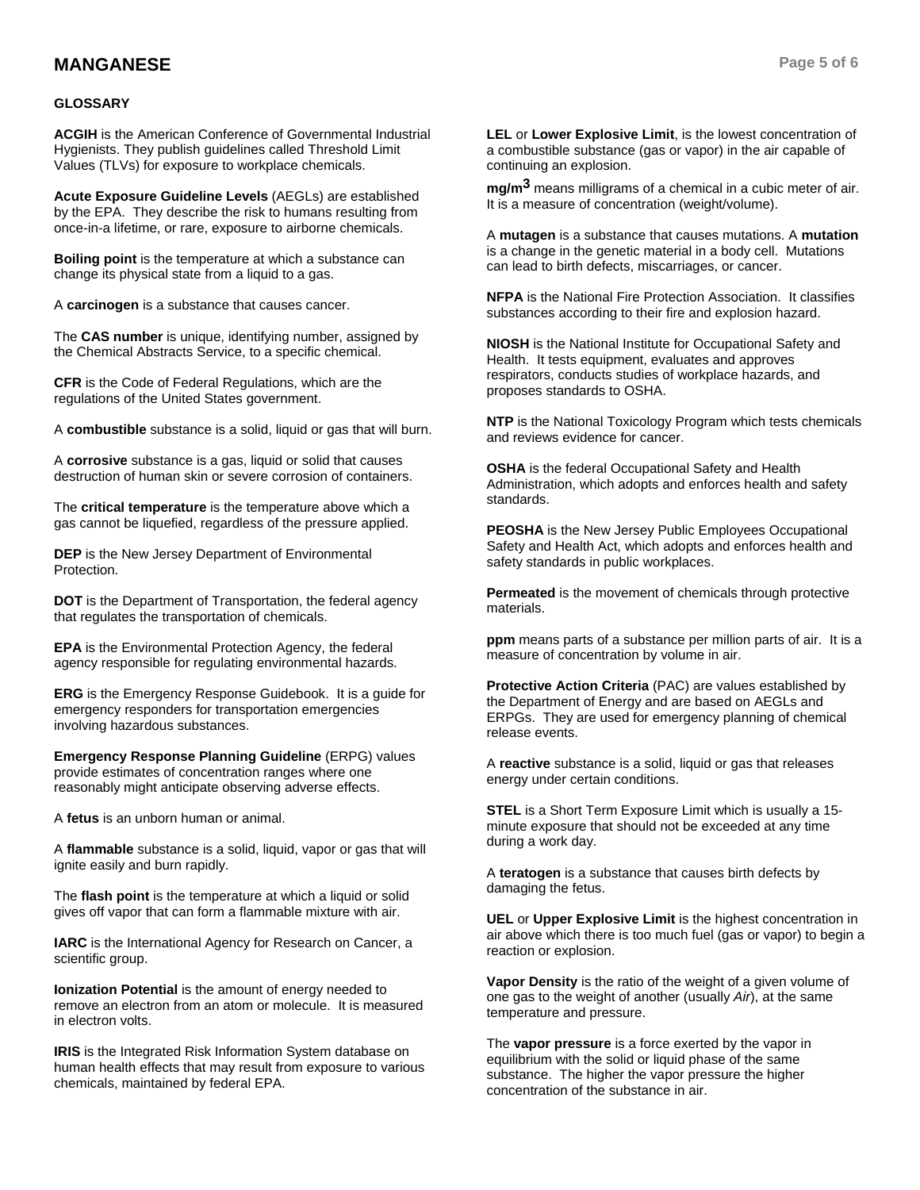## GLOSSARY

**ACGIH** is the American Conference of Governmental Industrial Hygienists. They publish guidelines called Threshold Limit Values (TLVs) for exposure to workplace chemicals.

**Acute Exposure Guideline Levels** (AEGLs) are established by the EPA. They describe the risk to humans resulting from once-in-a lifetime, or rare, exposure to airborne chemicals.

**Boiling point** is the temperature at which a substance can change its physical state from a liquid to a gas.

A **carcinogen** is a substance that causes cancer.

The **CAS number** is unique, identifying number, assigned by the Chemical Abstracts Service, to a specific chemical.

**CFR** is the Code of Federal Regulations, which are the regulations of the United States government.

A **combustible** substance is a solid, liquid or gas that will burn.

A **corrosive** substance is a gas, liquid or solid that causes destruction of human skin or severe corrosion of containers.

The **critical temperature** is the temperature above which a gas cannot be liquefied, regardless of the pressure applied.

**DEP** is the New Jersey Department of Environmental Protection.

**DOT** is the Department of Transportation, the federal agency that regulates the transportation of chemicals.

**EPA** is the Environmental Protection Agency, the federal agency responsible for regulating environmental hazards.

**ERG** is the Emergency Response Guidebook. It is a guide for emergency responders for transportation emergencies involving hazardous substances.

**Emergency Response Planning Guideline** (ERPG) values provide estimates of concentration ranges where one reasonably might anticipate observing adverse effects.

A **fetus** is an unborn human or animal.

A **flammable** substance is a solid, liquid, vapor or gas that will ignite easily and burn rapidly.

The **flash point** is the temperature at which a liquid or solid gives off vapor that can form a flammable mixture with air.

**IARC** is the International Agency for Research on Cancer, a scientific group.

**Ionization Potential** is the amount of energy needed to remove an electron from an atom or molecule. It is measured in electron volts.

**IRIS** is the Integrated Risk Information System database on human health effects that may result from exposure to various chemicals, maintained by federal EPA.

**LEL** or **Lower Explosive Limit**, is the lowest concentration of a combustible substance (gas or vapor) in the air capable of continuing an explosion.

**$mg/m^3$** means milligrams of a chemical in a cubic meter of air. It is a measure of concentration (weight/volume).

A **mutagen** is a substance that causes mutations. A **mutation** is a change in the genetic material in a body cell. Mutations can lead to birth defects, miscarriages, or cancer.

**NFPA** is the National Fire Protection Association. It classifies substances according to their fire and explosion hazard.

**NIOSH** is the National Institute for Occupational Safety and Health. It tests equipment, evaluates and approves respirators, conducts studies of workplace hazards, and proposes standards to OSHA.

**NTP** is the National Toxicology Program which tests chemicals and reviews evidence for cancer.

**OSHA** is the federal Occupational Safety and Health Administration, which adopts and enforces health and safety standards.

**PEOSHA** is the New Jersey Public Employees Occupational Safety and Health Act, which adopts and enforces health and safety standards in public workplaces.

**Permeated** is the movement of chemicals through protective materials.

**ppm** means parts of a substance per million parts of air. It is a measure of concentration by volume in air.

**Protective Action Criteria** (PAC) are values established by the Department of Energy and are based on AEGLs and ERPGs. They are used for emergency planning of chemical release events.

A **reactive** substance is a solid, liquid or gas that releases energy under certain conditions.

**STEL** is a Short Term Exposure Limit which is usually a 15-minute exposure that should not be exceeded at any time during a work day.

A **teratogen** is a substance that causes birth defects by damaging the fetus.

**UEL** or **Upper Explosive Limit** is the highest concentration in air above which there is too much fuel (gas or vapor) to begin a reaction or explosion.

**Vapor Density** is the ratio of the weight of a given volume of one gas to the weight of another (usually *Air*), at the same temperature and pressure.

The **vapor pressure** is a force exerted by the vapor in equilibrium with the solid or liquid phase of the same substance. The higher the vapor pressure the higher concentration of the substance in air.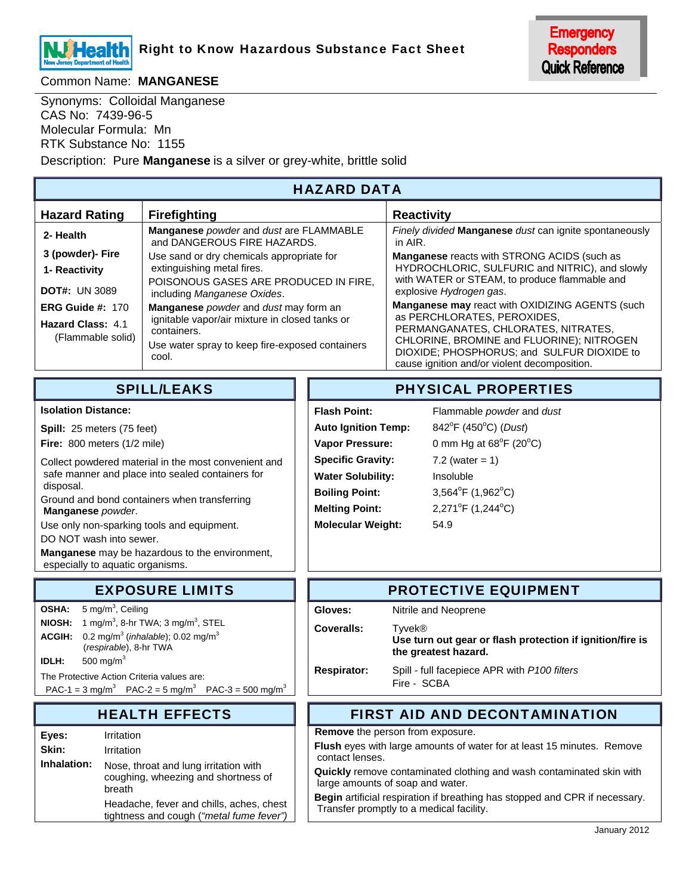Right to Know Hazardous Substance Fact Sheet

**Emergency Responders Quick Reference**

Common Name: **MANGANESE**

Synonyms: Colloidal Manganese
CAS No: 7439-96-5
Molecular Formula: Mn
RTK Substance No: 1155
Description: Pure **Manganese** is a silver or grey-white, brittle solid

## HAZARD DATA

| Hazard Rating | Firefighting | Reactivity |
|---|---|---|
| **2- Health**<br>**3 (powder)- Fire**<br>**1- Reactivity**<br>**DOT#:** UN 3089<br>**ERG Guide #:** 170<br>**Hazard Class:** 4.1 (Flammable solid) | **Manganese** *powder* and *dust* are FLAMMABLE and DANGEROUS FIRE HAZARDS.<br>Use sand or dry chemicals appropriate for extinguishing metal fires.<br>POISONOUS GASES ARE PRODUCED IN FIRE, including *Manganese Oxides*.<br>**Manganese** *powder* and *dust* may form an ignitable vapor/air mixture in closed tanks or containers.<br>Use water spray to keep fire-exposed containers cool. | *Finely divided* **Manganese** *dust* can ignite spontaneously in AIR.<br>**Manganese** reacts with STRONG ACIDS (such as HYDROCHLORIC, SULFURIC and NITRIC), and slowly with WATER or STEAM, to produce flammable and explosive *Hydrogen gas*.<br>**Manganese may** react with OXIDIZING AGENTS (such as PERCHLORATES, PEROXIDES, PERMANGANATES, CHLORATES, NITRATES, CHLORINE, BROMINE and FLUORINE); NITROGEN DIOXIDE; PHOSPHORUS; and SULFUR DIOXIDE to cause ignition and/or violent decomposition. |

## SPILL/LEAKS

**Isolation Distance:**

**Spill:** 25 meters (75 feet)
**Fire:** 800 meters (1/2 mile)

Collect powdered material in the most convenient and safe manner and place into sealed containers for disposal.

Ground and bond containers when transferring **Manganese** *powder*.

Use only non-sparking tools and equipment.

DO NOT wash into sewer.

**Manganese** may be hazardous to the environment, especially to aquatic organisms.

## PHYSICAL PROPERTIES

| | |
|---|---|
| **Flash Point:** | Flammable *powder* and *dust* |
| **Auto Ignition Temp:** | 842°F (450°C) (*Dust*) |
| **Vapor Pressure:** | 0 mm Hg at 68°F (20°C) |
| **Specific Gravity:** | 7.2 (water = 1) |
| **Water Solubility:** | Insoluble |
| **Boiling Point:** | 3,564°F (1,962°C) |
| **Melting Point:** | 2,271°F (1,244°C) |
| **Molecular Weight:** | 54.9 |

## EXPOSURE LIMITS

| | |
|---|---|
| **OSHA:** | 5 mg/m$^3$, Ceiling |
| **NIOSH:** | 1 mg/m$^3$, 8-hr TWA; 3 mg/m$^3$, STEL |
| **ACGIH:** | 0.2 mg/m$^3$ (*inhalable*); 0.02 mg/m$^3$ (*respirable*), 8-hr TWA |
| **IDLH:** | 500 mg/m$^3$ |

The Protective Action Criteria values are:
PAC-1 = 3 mg/m$^3$ PAC-2 = 5 mg/m$^3$ PAC-3 = 500 mg/m$^3$

## PROTECTIVE EQUIPMENT

| | |
|---|---|
| **Gloves:** | Nitrile and Neoprene |
| **Coveralls:** | Tyvek®<br>**Use turn out gear or flash protection if ignition/fire is the greatest hazard.** |
| **Respirator:** | Spill - full facepiece APR with *P100 filters*<br>Fire - SCBA |

## HEALTH EFFECTS

| | |
|---|---|
| **Eyes:** | Irritation |
| **Skin:** | Irritation |
| **Inhalation:** | Nose, throat and lung irritation with coughing, wheezing and shortness of breath<br>Headache, fever and chills, aches, chest tightness and cough (*"metal fume fever"*) |

## FIRST AID AND DECONTAMINATION

**Remove** the person from exposure.

**Flush** eyes with large amounts of water for at least 15 minutes. Remove contact lenses.

**Quickly** remove contaminated clothing and wash contaminated skin with large amounts of soap and water.

**Begin** artificial respiration if breathing has stopped and CPR if necessary. Transfer promptly to a medical facility.

January 2012